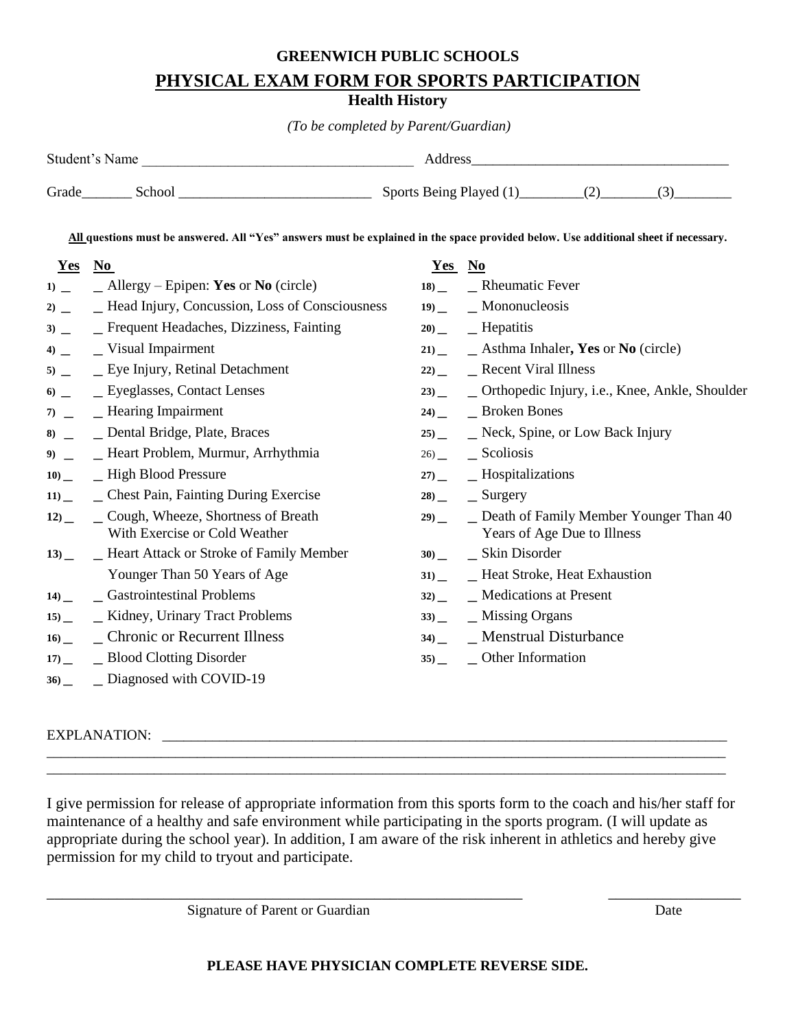# GREENWICH PUBLIC SCHOOLS

## PHYSICAL EXAM FORM FOR SPORTS PARTICIPATION

### Health History

*(To be completed by Parent/Guardian)*

Student's Name ______________________________________ Address___________________________________

Grade_______ School ___________________________ Sports Being Played (1)_________(2)________(3)________

**All questions must be answered. All "Yes" answers must be explained in the space provided below. Use additional sheet if necessary.**

| | Yes | No | | | Yes | No | |
|---|---|---|---|---|---|---|---|
| **1)** | _ | _ | Allergy – Epipen: **Yes** or **No** (circle) | **18)** | _ | _ | Rheumatic Fever |
| **2)** | _ | _ | Head Injury, Concussion, Loss of Consciousness | **19)** | _ | _ | Mononucleosis |
| **3)** | _ | _ | Frequent Headaches, Dizziness, Fainting | **20)** | _ | _ | Hepatitis |
| **4)** | _ | _ | Visual Impairment | **21)** | _ | _ | Asthma Inhaler**, Yes** or **No** (circle) |
| **5)** | _ | _ | Eye Injury, Retinal Detachment | **22)** | _ | _ | Recent Viral Illness |
| **6)** | _ | _ | Eyeglasses, Contact Lenses | **23)** | _ | _ | Orthopedic Injury, i.e., Knee, Ankle, Shoulder |
| **7)** | _ | _ | Hearing Impairment | **24)** | _ | _ | Broken Bones |
| **8)** | _ | _ | Dental Bridge, Plate, Braces | **25)** | _ | _ | Neck, Spine, or Low Back Injury |
| **9)** | _ | _ | Heart Problem, Murmur, Arrhythmia | 26) | _ | _ | Scoliosis |
| **10)** | _ | _ | High Blood Pressure | **27)** | _ | _ | Hospitalizations |
| **11)** | _ | _ | Chest Pain, Fainting During Exercise | **28)** | _ | _ | Surgery |
| **12)** | _ | _ | Cough, Wheeze, Shortness of Breath With Exercise or Cold Weather | **29)** | _ | _ | Death of Family Member Younger Than 40 Years of Age Due to Illness |
| **13)** | _ | _ | Heart Attack or Stroke of Family Member Younger Than 50 Years of Age | **30)** | _ | _ | Skin Disorder |
| | | | | **31)** | _ | _ | Heat Stroke, Heat Exhaustion |
| **14)** | _ | _ | Gastrointestinal Problems | **32)** | _ | _ | Medications at Present |
| **15)** | _ | _ | Kidney, Urinary Tract Problems | **33)** | _ | _ | Missing Organs |
| **16)** | _ | _ | Chronic or Recurrent Illness | **34)** | _ | _ | Menstrual Disturbance |
| **17)** | _ | _ | Blood Clotting Disorder | **35)** | _ | _ | Other Information |
| **36)** | _ | _ | Diagnosed with COVID-19 | | | | |

EXPLANATION: ____________________________________________________________________________
_____________________________________________________________________________________________
_____________________________________________________________________________________________

I give permission for release of appropriate information from this sports form to the coach and his/her staff for maintenance of a healthy and safe environment while participating in the sports program. (I will update as appropriate during the school year). In addition, I am aware of the risk inherent in athletics and hereby give permission for my child to tryout and participate.

_______________________________________________________________ __________________

Signature of Parent or Guardian Date

**PLEASE HAVE PHYSICIAN COMPLETE REVERSE SIDE.**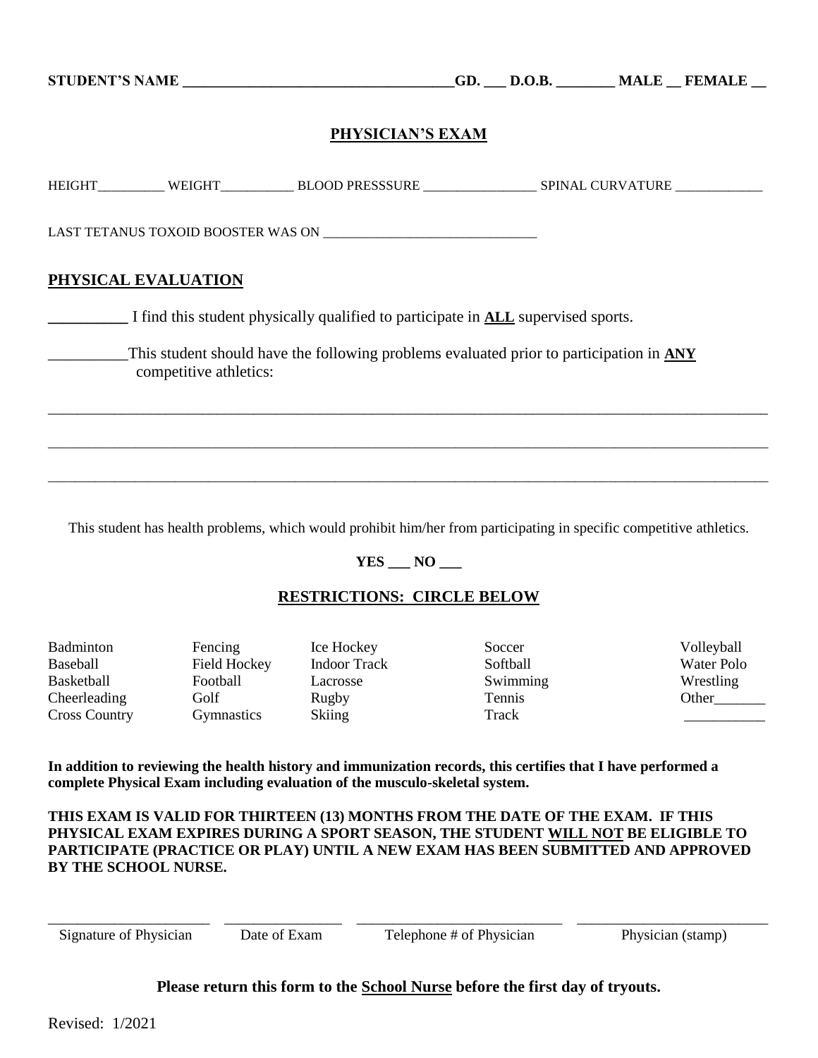**STUDENT'S NAME ____________________________________GD. ___ D.O.B. ________ MALE __ FEMALE __**

## PHYSICIAN'S EXAM

HEIGHT__________ WEIGHT___________ BLOOD PRESSSURE _________________ SPINAL CURVATURE _____________

LAST TETANUS TOXOID BOOSTER WAS ON ________________________________

## PHYSICAL EVALUATION

**__________** I find this student physically qualified to participate in **ALL** supervised sports.

__________This student should have the following problems evaluated prior to participation in **ANY** competitive athletics:

_____________________________________________________________________________________________

_____________________________________________________________________________________________

_____________________________________________________________________________________________

This student has health problems, which would prohibit him/her from participating in specific competitive athletics.

**YES ___ NO ___**

### RESTRICTIONS: CIRCLE BELOW

| | | | | |
|---|---|---|---|---|
| Badminton | Fencing | Ice Hockey | Soccer | Volleyball |
| Baseball | Field Hockey | Indoor Track | Softball | Water Polo |
| Basketball | Football | Lacrosse | Swimming | Wrestling |
| Cheerleading | Golf | Rugby | Tennis | Other_______ |
| Cross Country | Gymnastics | Skiing | Track | ___________ |

**In addition to reviewing the health history and immunization records, this certifies that I have performed a complete Physical Exam including evaluation of the musculo-skeletal system.**

**THIS EXAM IS VALID FOR THIRTEEN (13) MONTHS FROM THE DATE OF THE EXAM. IF THIS PHYSICAL EXAM EXPIRES DURING A SPORT SEASON, THE STUDENT WILL NOT BE ELIGIBLE TO PARTICIPATE (PRACTICE OR PLAY) UNTIL A NEW EXAM HAS BEEN SUBMITTED AND APPROVED BY THE SCHOOL NURSE.**

| | | | |
|---|---|---|---|
| Signature of Physician | Date of Exam | Telephone # of Physician | Physician (stamp) |

**Please return this form to the School Nurse before the first day of tryouts.**

Revised: 1/2021